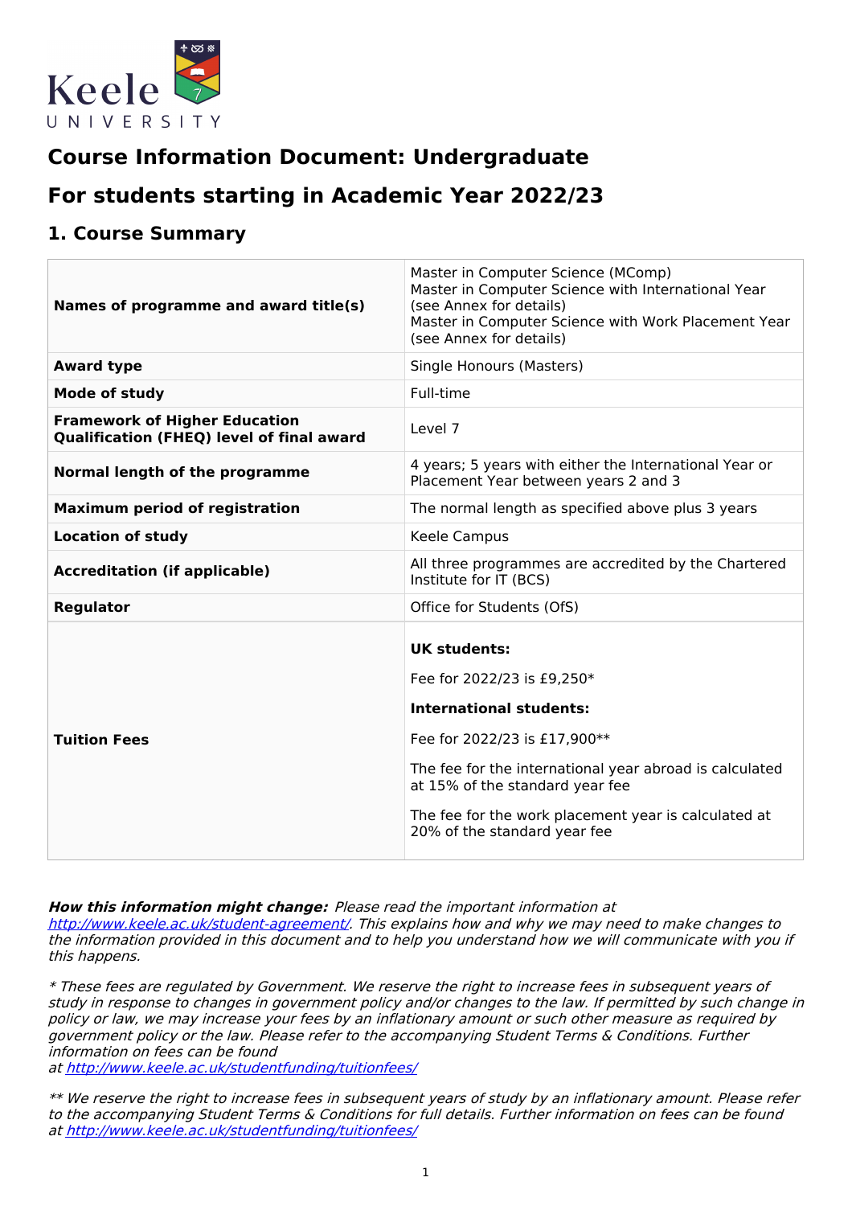# Course Information Document: Undergraduate

## For students starting in Academic Year 2022/23

## 1. Course Summary

| | |
|---|---|
| **Names of programme and award title(s)** | Master in Computer Science (MComp)<br>Master in Computer Science with International Year (see Annex for details)<br>Master in Computer Science with Work Placement Year (see Annex for details) |
| **Award type** | Single Honours (Masters) |
| **Mode of study** | Full-time |
| **Framework of Higher Education Qualification (FHEQ) level of final award** | Level 7 |
| **Normal length of the programme** | 4 years; 5 years with either the International Year or Placement Year between years 2 and 3 |
| **Maximum period of registration** | The normal length as specified above plus 3 years |
| **Location of study** | Keele Campus |
| **Accreditation (if applicable)** | All three programmes are accredited by the Chartered Institute for IT (BCS) |
| **Regulator** | Office for Students (OfS) |
| **Tuition Fees** | **UK students:**<br>Fee for 2022/23 is £9,250*<br>**International students:**<br>Fee for 2022/23 is £17,900**<br>The fee for the international year abroad is calculated at 15% of the standard year fee<br>The fee for the work placement year is calculated at 20% of the standard year fee |

***How this information might change:*** *Please read the important information at [http://www.keele.ac.uk/student-agreement/](http://www.keele.ac.uk/student-agreement/). This explains how and why we may need to make changes to the information provided in this document and to help you understand how we will communicate with you if this happens.*

*\* These fees are regulated by Government. We reserve the right to increase fees in subsequent years of study in response to changes in government policy and/or changes to the law. If permitted by such change in policy or law, we may increase your fees by an inflationary amount or such other measure as required by government policy or the law. Please refer to the accompanying Student Terms & Conditions. Further information on fees can be found at [http://www.keele.ac.uk/studentfunding/tuitionfees/](http://www.keele.ac.uk/studentfunding/tuitionfees/)*

*\*\* We reserve the right to increase fees in subsequent years of study by an inflationary amount. Please refer to the accompanying Student Terms & Conditions for full details. Further information on fees can be found at [http://www.keele.ac.uk/studentfunding/tuitionfees/](http://www.keele.ac.uk/studentfunding/tuitionfees/)*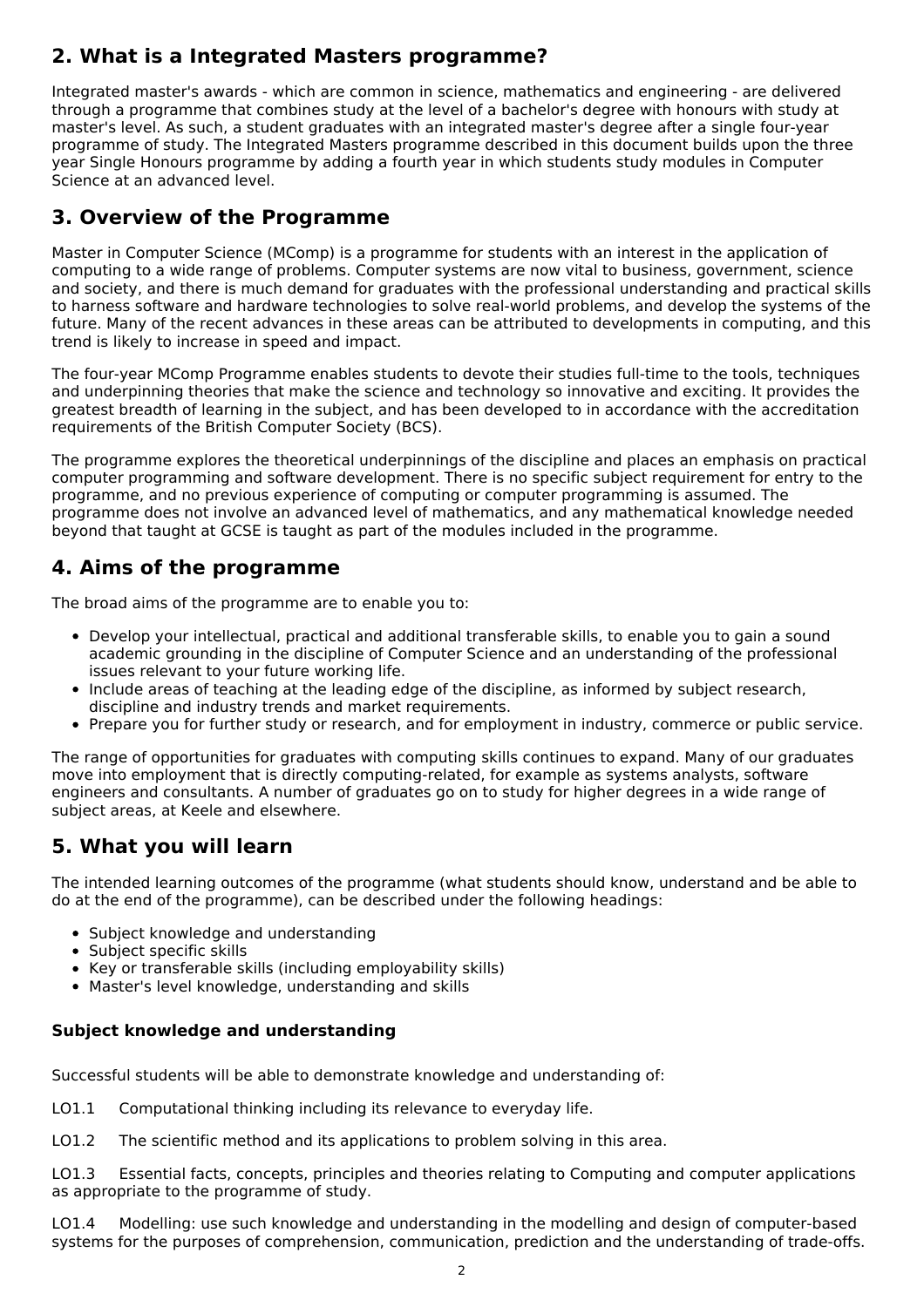## 2. What is a Integrated Masters programme?

Integrated master's awards - which are common in science, mathematics and engineering - are delivered through a programme that combines study at the level of a bachelor's degree with honours with study at master's level. As such, a student graduates with an integrated master's degree after a single four-year programme of study. The Integrated Masters programme described in this document builds upon the three year Single Honours programme by adding a fourth year in which students study modules in Computer Science at an advanced level.

## 3. Overview of the Programme

Master in Computer Science (MComp) is a programme for students with an interest in the application of computing to a wide range of problems. Computer systems are now vital to business, government, science and society, and there is much demand for graduates with the professional understanding and practical skills to harness software and hardware technologies to solve real-world problems, and develop the systems of the future. Many of the recent advances in these areas can be attributed to developments in computing, and this trend is likely to increase in speed and impact.

The four-year MComp Programme enables students to devote their studies full-time to the tools, techniques and underpinning theories that make the science and technology so innovative and exciting. It provides the greatest breadth of learning in the subject, and has been developed to in accordance with the accreditation requirements of the British Computer Society (BCS).

The programme explores the theoretical underpinnings of the discipline and places an emphasis on practical computer programming and software development. There is no specific subject requirement for entry to the programme, and no previous experience of computing or computer programming is assumed. The programme does not involve an advanced level of mathematics, and any mathematical knowledge needed beyond that taught at GCSE is taught as part of the modules included in the programme.

## 4. Aims of the programme

The broad aims of the programme are to enable you to:

- Develop your intellectual, practical and additional transferable skills, to enable you to gain a sound academic grounding in the discipline of Computer Science and an understanding of the professional issues relevant to your future working life.
- Include areas of teaching at the leading edge of the discipline, as informed by subject research, discipline and industry trends and market requirements.
- Prepare you for further study or research, and for employment in industry, commerce or public service.

The range of opportunities for graduates with computing skills continues to expand. Many of our graduates move into employment that is directly computing-related, for example as systems analysts, software engineers and consultants. A number of graduates go on to study for higher degrees in a wide range of subject areas, at Keele and elsewhere.

## 5. What you will learn

The intended learning outcomes of the programme (what students should know, understand and be able to do at the end of the programme), can be described under the following headings:

- Subject knowledge and understanding
- Subject specific skills
- Key or transferable skills (including employability skills)
- Master's level knowledge, understanding and skills

### Subject knowledge and understanding

Successful students will be able to demonstrate knowledge and understanding of:

LO1.1 Computational thinking including its relevance to everyday life.

LO1.2 The scientific method and its applications to problem solving in this area.

LO1.3 Essential facts, concepts, principles and theories relating to Computing and computer applications as appropriate to the programme of study.

LO1.4 Modelling: use such knowledge and understanding in the modelling and design of computer-based systems for the purposes of comprehension, communication, prediction and the understanding of trade-offs.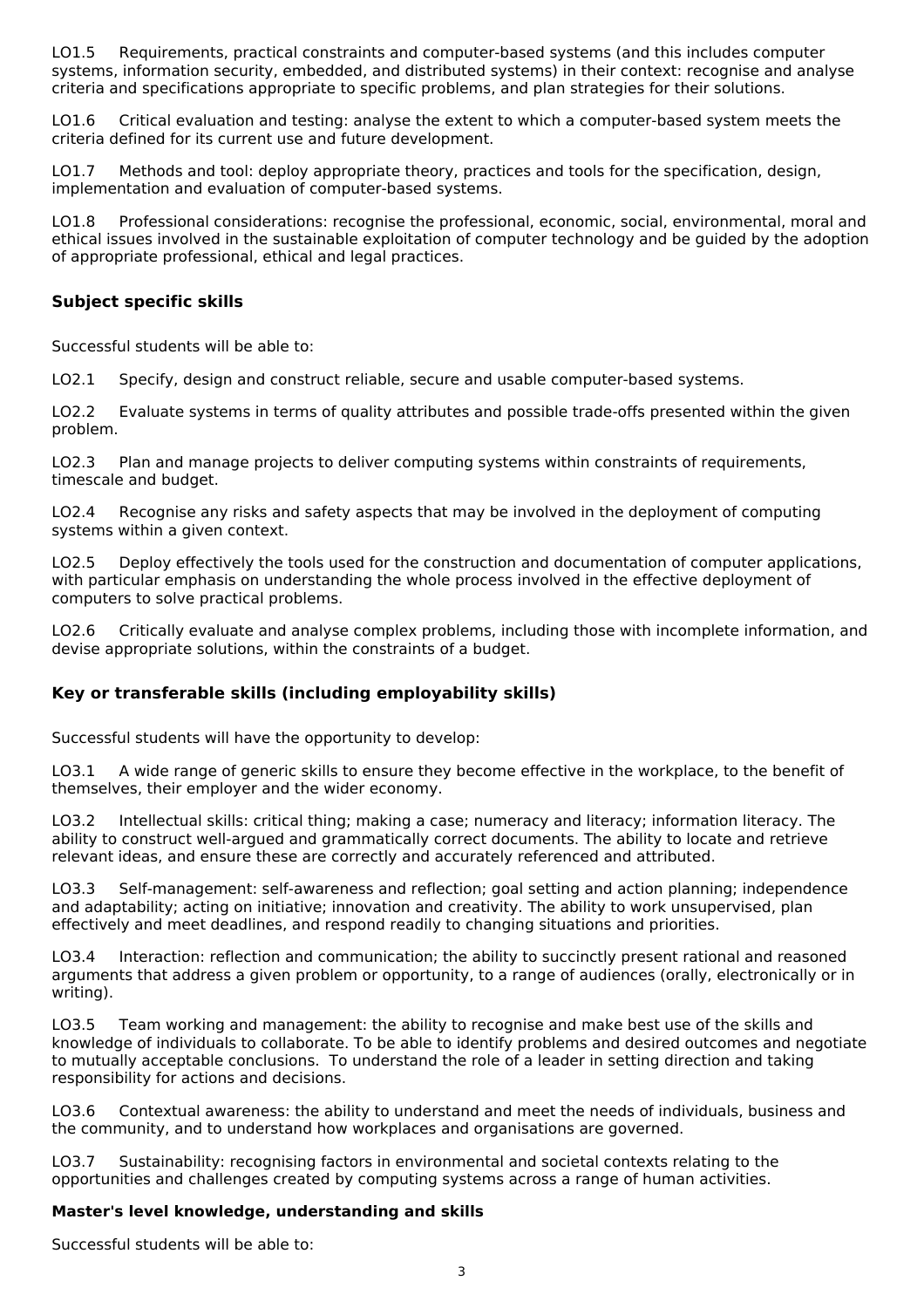LO1.5 Requirements, practical constraints and computer-based systems (and this includes computer systems, information security, embedded, and distributed systems) in their context: recognise and analyse criteria and specifications appropriate to specific problems, and plan strategies for their solutions.

LO1.6 Critical evaluation and testing: analyse the extent to which a computer-based system meets the criteria defined for its current use and future development.

LO1.7 Methods and tool: deploy appropriate theory, practices and tools for the specification, design, implementation and evaluation of computer-based systems.

LO1.8 Professional considerations: recognise the professional, economic, social, environmental, moral and ethical issues involved in the sustainable exploitation of computer technology and be guided by the adoption of appropriate professional, ethical and legal practices.

### Subject specific skills

Successful students will be able to:

LO2.1 Specify, design and construct reliable, secure and usable computer-based systems.

LO2.2 Evaluate systems in terms of quality attributes and possible trade-offs presented within the given problem.

LO2.3 Plan and manage projects to deliver computing systems within constraints of requirements, timescale and budget.

LO2.4 Recognise any risks and safety aspects that may be involved in the deployment of computing systems within a given context.

LO2.5 Deploy effectively the tools used for the construction and documentation of computer applications, with particular emphasis on understanding the whole process involved in the effective deployment of computers to solve practical problems.

LO2.6 Critically evaluate and analyse complex problems, including those with incomplete information, and devise appropriate solutions, within the constraints of a budget.

### Key or transferable skills (including employability skills)

Successful students will have the opportunity to develop:

LO3.1 A wide range of generic skills to ensure they become effective in the workplace, to the benefit of themselves, their employer and the wider economy.

LO3.2 Intellectual skills: critical thing; making a case; numeracy and literacy; information literacy. The ability to construct well-argued and grammatically correct documents. The ability to locate and retrieve relevant ideas, and ensure these are correctly and accurately referenced and attributed.

LO3.3 Self-management: self-awareness and reflection; goal setting and action planning; independence and adaptability; acting on initiative; innovation and creativity. The ability to work unsupervised, plan effectively and meet deadlines, and respond readily to changing situations and priorities.

LO3.4 Interaction: reflection and communication; the ability to succinctly present rational and reasoned arguments that address a given problem or opportunity, to a range of audiences (orally, electronically or in writing).

LO3.5 Team working and management: the ability to recognise and make best use of the skills and knowledge of individuals to collaborate. To be able to identify problems and desired outcomes and negotiate to mutually acceptable conclusions. To understand the role of a leader in setting direction and taking responsibility for actions and decisions.

LO3.6 Contextual awareness: the ability to understand and meet the needs of individuals, business and the community, and to understand how workplaces and organisations are governed.

LO3.7 Sustainability: recognising factors in environmental and societal contexts relating to the opportunities and challenges created by computing systems across a range of human activities.

### Master's level knowledge, understanding and skills

Successful students will be able to: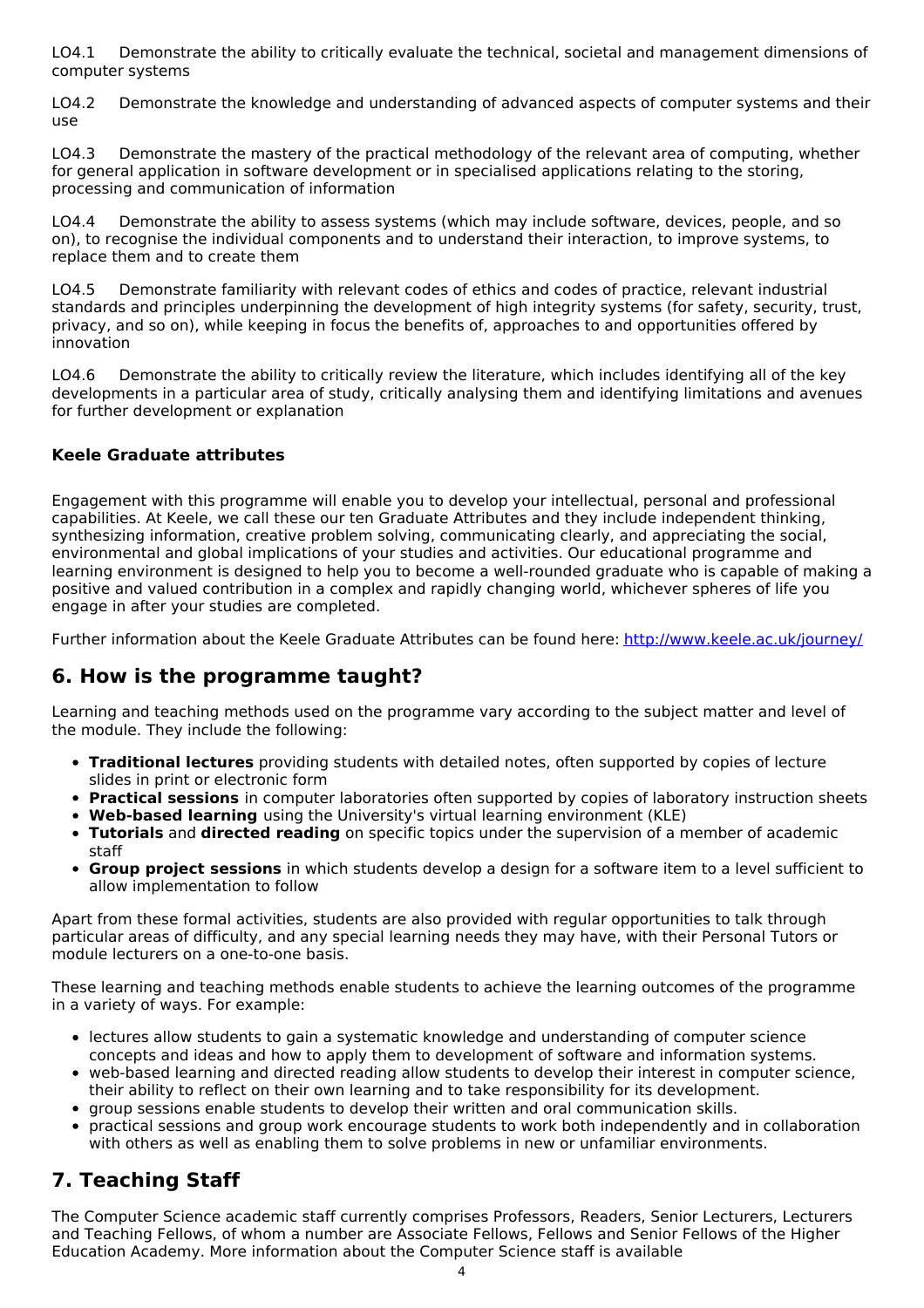LO4.1 Demonstrate the ability to critically evaluate the technical, societal and management dimensions of computer systems

LO4.2 Demonstrate the knowledge and understanding of advanced aspects of computer systems and their use

LO4.3 Demonstrate the mastery of the practical methodology of the relevant area of computing, whether for general application in software development or in specialised applications relating to the storing, processing and communication of information

LO4.4 Demonstrate the ability to assess systems (which may include software, devices, people, and so on), to recognise the individual components and to understand their interaction, to improve systems, to replace them and to create them

LO4.5 Demonstrate familiarity with relevant codes of ethics and codes of practice, relevant industrial standards and principles underpinning the development of high integrity systems (for safety, security, trust, privacy, and so on), while keeping in focus the benefits of, approaches to and opportunities offered by innovation

LO4.6 Demonstrate the ability to critically review the literature, which includes identifying all of the key developments in a particular area of study, critically analysing them and identifying limitations and avenues for further development or explanation

### Keele Graduate attributes

Engagement with this programme will enable you to develop your intellectual, personal and professional capabilities. At Keele, we call these our ten Graduate Attributes and they include independent thinking, synthesizing information, creative problem solving, communicating clearly, and appreciating the social, environmental and global implications of your studies and activities. Our educational programme and learning environment is designed to help you to become a well-rounded graduate who is capable of making a positive and valued contribution in a complex and rapidly changing world, whichever spheres of life you engage in after your studies are completed.

Further information about the Keele Graduate Attributes can be found here: [http://www.keele.ac.uk/journey/](http://www.keele.ac.uk/journey/)

## 6. How is the programme taught?

Learning and teaching methods used on the programme vary according to the subject matter and level of the module. They include the following:

- **Traditional lectures** providing students with detailed notes, often supported by copies of lecture slides in print or electronic form
- **Practical sessions** in computer laboratories often supported by copies of laboratory instruction sheets
- **Web-based learning** using the University's virtual learning environment (KLE)
- **Tutorials** and **directed reading** on specific topics under the supervision of a member of academic staff
- **Group project sessions** in which students develop a design for a software item to a level sufficient to allow implementation to follow

Apart from these formal activities, students are also provided with regular opportunities to talk through particular areas of difficulty, and any special learning needs they may have, with their Personal Tutors or module lecturers on a one-to-one basis.

These learning and teaching methods enable students to achieve the learning outcomes of the programme in a variety of ways. For example:

- lectures allow students to gain a systematic knowledge and understanding of computer science concepts and ideas and how to apply them to development of software and information systems.
- web-based learning and directed reading allow students to develop their interest in computer science, their ability to reflect on their own learning and to take responsibility for its development.
- group sessions enable students to develop their written and oral communication skills.
- practical sessions and group work encourage students to work both independently and in collaboration with others as well as enabling them to solve problems in new or unfamiliar environments.

## 7. Teaching Staff

The Computer Science academic staff currently comprises Professors, Readers, Senior Lecturers, Lecturers and Teaching Fellows, of whom a number are Associate Fellows, Fellows and Senior Fellows of the Higher Education Academy. More information about the Computer Science staff is available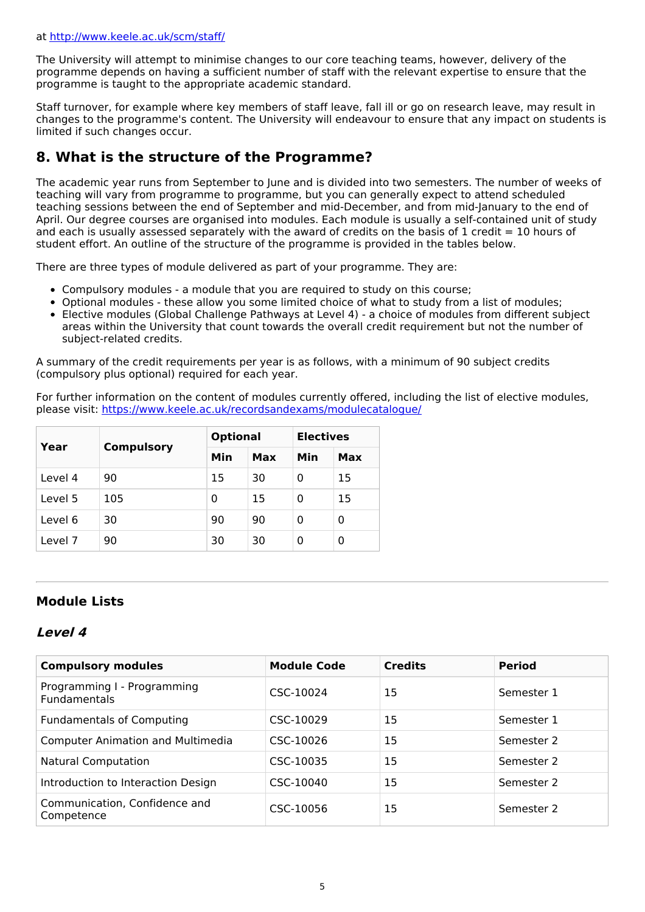at http://www.keele.ac.uk/scm/staff/

The University will attempt to minimise changes to our core teaching teams, however, delivery of the programme depends on having a sufficient number of staff with the relevant expertise to ensure that the programme is taught to the appropriate academic standard.

Staff turnover, for example where key members of staff leave, fall ill or go on research leave, may result in changes to the programme's content. The University will endeavour to ensure that any impact on students is limited if such changes occur.

## 8. What is the structure of the Programme?

The academic year runs from September to June and is divided into two semesters. The number of weeks of teaching will vary from programme to programme, but you can generally expect to attend scheduled teaching sessions between the end of September and mid-December, and from mid-January to the end of April. Our degree courses are organised into modules. Each module is usually a self-contained unit of study and each is usually assessed separately with the award of credits on the basis of 1 credit = 10 hours of student effort. An outline of the structure of the programme is provided in the tables below.

There are three types of module delivered as part of your programme. They are:

- Compulsory modules - a module that you are required to study on this course;
- Optional modules - these allow you some limited choice of what to study from a list of modules;
- Elective modules (Global Challenge Pathways at Level 4) - a choice of modules from different subject areas within the University that count towards the overall credit requirement but not the number of subject-related credits.

A summary of the credit requirements per year is as follows, with a minimum of 90 subject credits (compulsory plus optional) required for each year.

For further information on the content of modules currently offered, including the list of elective modules, please visit: https://www.keele.ac.uk/recordsandexams/modulecatalogue/

| Year | Compulsory | Optional | | Electives | |
|---|---|---|---|---|---|
| | | Min | Max | Min | Max |
| Level 4 | 90 | 15 | 30 | 0 | 15 |
| Level 5 | 105 | 0 | 15 | 0 | 15 |
| Level 6 | 30 | 90 | 90 | 0 | 0 |
| Level 7 | 90 | 30 | 30 | 0 | 0 |

### Module Lists

### *Level 4*

| Compulsory modules | Module Code | Credits | Period |
|---|---|---|---|
| Programming I - Programming Fundamentals | CSC-10024 | 15 | Semester 1 |
| Fundamentals of Computing | CSC-10029 | 15 | Semester 1 |
| Computer Animation and Multimedia | CSC-10026 | 15 | Semester 2 |
| Natural Computation | CSC-10035 | 15 | Semester 2 |
| Introduction to Interaction Design | CSC-10040 | 15 | Semester 2 |
| Communication, Confidence and Competence | CSC-10056 | 15 | Semester 2 |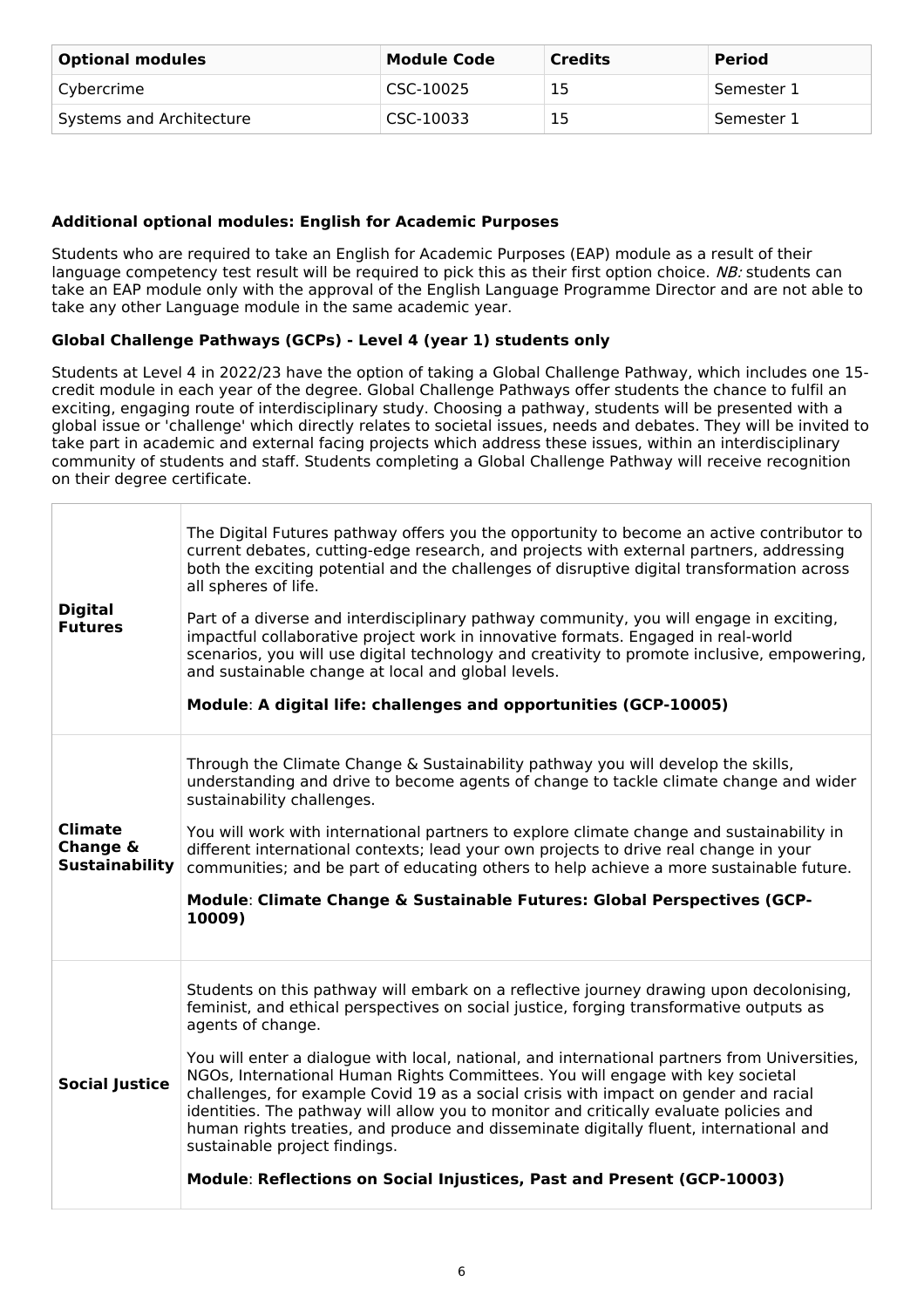| Optional modules | Module Code | Credits | Period |
| --- | --- | --- | --- |
| Cybercrime | CSC-10025 | 15 | Semester 1 |
| Systems and Architecture | CSC-10033 | 15 | Semester 1 |

**Additional optional modules: English for Academic Purposes**

Students who are required to take an English for Academic Purposes (EAP) module as a result of their language competency test result will be required to pick this as their first option choice. *NB:* students can take an EAP module only with the approval of the English Language Programme Director and are not able to take any other Language module in the same academic year.

**Global Challenge Pathways (GCPs) - Level 4 (year 1) students only**

Students at Level 4 in 2022/23 have the option of taking a Global Challenge Pathway, which includes one 15-credit module in each year of the degree. Global Challenge Pathways offer students the chance to fulfil an exciting, engaging route of interdisciplinary study. Choosing a pathway, students will be presented with a global issue or 'challenge' which directly relates to societal issues, needs and debates. They will be invited to take part in academic and external facing projects which address these issues, within an interdisciplinary community of students and staff. Students completing a Global Challenge Pathway will receive recognition on their degree certificate.

| | |
| --- | --- |
| **Digital Futures** | The Digital Futures pathway offers you the opportunity to become an active contributor to current debates, cutting-edge research, and projects with external partners, addressing both the exciting potential and the challenges of disruptive digital transformation across all spheres of life.<br><br>Part of a diverse and interdisciplinary pathway community, you will engage in exciting, impactful collaborative project work in innovative formats. Engaged in real-world scenarios, you will use digital technology and creativity to promote inclusive, empowering, and sustainable change at local and global levels.<br><br>**Module**: **A digital life: challenges and opportunities (GCP-10005)** |
| **Climate Change & Sustainability** | Through the Climate Change & Sustainability pathway you will develop the skills, understanding and drive to become agents of change to tackle climate change and wider sustainability challenges.<br><br>You will work with international partners to explore climate change and sustainability in different international contexts; lead your own projects to drive real change in your communities; and be part of educating others to help achieve a more sustainable future.<br><br>**Module**: **Climate Change & Sustainable Futures: Global Perspectives (GCP-10009)** |
| **Social Justice** | Students on this pathway will embark on a reflective journey drawing upon decolonising, feminist, and ethical perspectives on social justice, forging transformative outputs as agents of change.<br><br>You will enter a dialogue with local, national, and international partners from Universities, NGOs, International Human Rights Committees. You will engage with key societal challenges, for example Covid 19 as a social crisis with impact on gender and racial identities. The pathway will allow you to monitor and critically evaluate policies and human rights treaties, and produce and disseminate digitally fluent, international and sustainable project findings.<br><br>**Module**: **Reflections on Social Injustices, Past and Present (GCP-10003)** |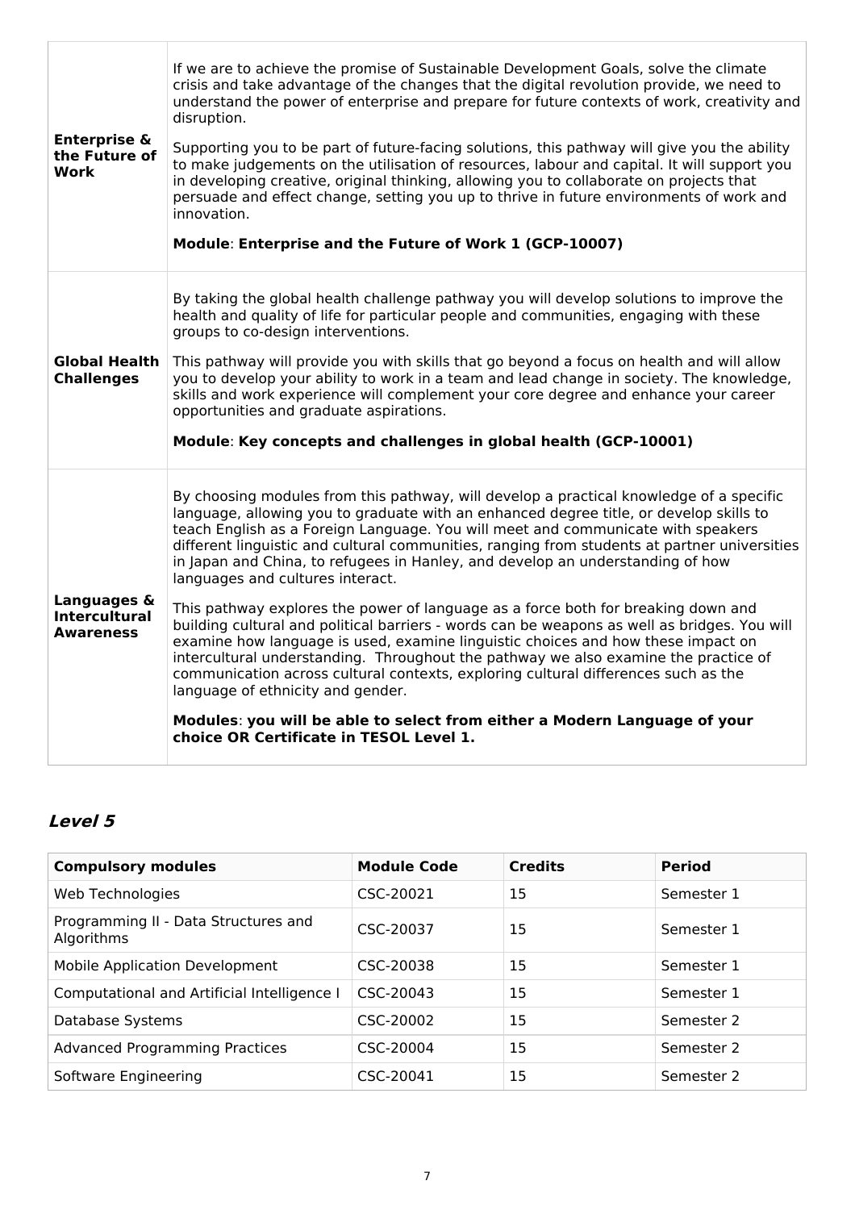| | |
|---|---|
| **Enterprise & the Future of Work** | If we are to achieve the promise of Sustainable Development Goals, solve the climate crisis and take advantage of the changes that the digital revolution provide, we need to understand the power of enterprise and prepare for future contexts of work, creativity and disruption.<br><br>Supporting you to be part of future-facing solutions, this pathway will give you the ability to make judgements on the utilisation of resources, labour and capital. It will support you in developing creative, original thinking, allowing you to collaborate on projects that persuade and effect change, setting you up to thrive in future environments of work and innovation.<br><br>**Module**: **Enterprise and the Future of Work 1 (GCP-10007)** |
| **Global Health Challenges** | By taking the global health challenge pathway you will develop solutions to improve the health and quality of life for particular people and communities, engaging with these groups to co-design interventions.<br><br>This pathway will provide you with skills that go beyond a focus on health and will allow you to develop your ability to work in a team and lead change in society. The knowledge, skills and work experience will complement your core degree and enhance your career opportunities and graduate aspirations.<br><br>**Module**: **Key concepts and challenges in global health (GCP-10001)** |
| **Languages & Intercultural Awareness** | By choosing modules from this pathway, will develop a practical knowledge of a specific language, allowing you to graduate with an enhanced degree title, or develop skills to teach English as a Foreign Language. You will meet and communicate with speakers different linguistic and cultural communities, ranging from students at partner universities in Japan and China, to refugees in Hanley, and develop an understanding of how languages and cultures interact.<br><br>This pathway explores the power of language as a force both for breaking down and building cultural and political barriers - words can be weapons as well as bridges. You will examine how language is used, examine linguistic choices and how these impact on intercultural understanding. Throughout the pathway we also examine the practice of communication across cultural contexts, exploring cultural differences such as the language of ethnicity and gender.<br><br>**Modules**: **you will be able to select from either a Modern Language of your choice OR Certificate in TESOL Level 1.** |

### *Level 5*

| Compulsory modules | Module Code | Credits | Period |
|---|---|---|---|
| Web Technologies | CSC-20021 | 15 | Semester 1 |
| Programming II - Data Structures and Algorithms | CSC-20037 | 15 | Semester 1 |
| Mobile Application Development | CSC-20038 | 15 | Semester 1 |
| Computational and Artificial Intelligence I | CSC-20043 | 15 | Semester 1 |
| Database Systems | CSC-20002 | 15 | Semester 2 |
| Advanced Programming Practices | CSC-20004 | 15 | Semester 2 |
| Software Engineering | CSC-20041 | 15 | Semester 2 |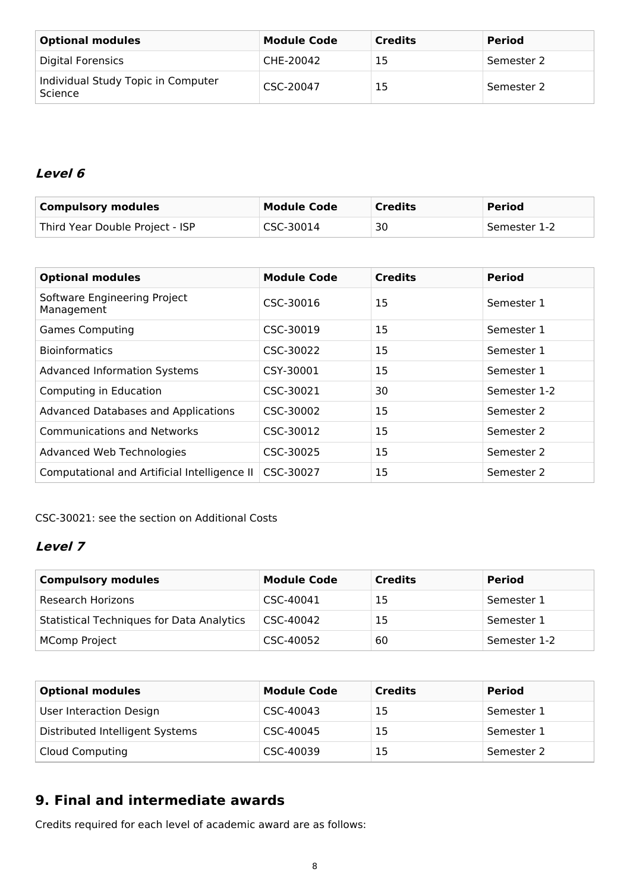| Optional modules | Module Code | Credits | Period |
| --- | --- | --- | --- |
| Digital Forensics | CHE-20042 | 15 | Semester 2 |
| Individual Study Topic in Computer Science | CSC-20047 | 15 | Semester 2 |

### *Level 6*

| Compulsory modules | Module Code | Credits | Period |
| --- | --- | --- | --- |
| Third Year Double Project - ISP | CSC-30014 | 30 | Semester 1-2 |

| Optional modules | Module Code | Credits | Period |
| --- | --- | --- | --- |
| Software Engineering Project Management | CSC-30016 | 15 | Semester 1 |
| Games Computing | CSC-30019 | 15 | Semester 1 |
| Bioinformatics | CSC-30022 | 15 | Semester 1 |
| Advanced Information Systems | CSY-30001 | 15 | Semester 1 |
| Computing in Education | CSC-30021 | 30 | Semester 1-2 |
| Advanced Databases and Applications | CSC-30002 | 15 | Semester 2 |
| Communications and Networks | CSC-30012 | 15 | Semester 2 |
| Advanced Web Technologies | CSC-30025 | 15 | Semester 2 |
| Computational and Artificial Intelligence II | CSC-30027 | 15 | Semester 2 |

CSC-30021: see the section on Additional Costs

### *Level 7*

| Compulsory modules | Module Code | Credits | Period |
| --- | --- | --- | --- |
| Research Horizons | CSC-40041 | 15 | Semester 1 |
| Statistical Techniques for Data Analytics | CSC-40042 | 15 | Semester 1 |
| MComp Project | CSC-40052 | 60 | Semester 1-2 |

| Optional modules | Module Code | Credits | Period |
| --- | --- | --- | --- |
| User Interaction Design | CSC-40043 | 15 | Semester 1 |
| Distributed Intelligent Systems | CSC-40045 | 15 | Semester 1 |
| Cloud Computing | CSC-40039 | 15 | Semester 2 |

## 9. Final and intermediate awards

Credits required for each level of academic award are as follows: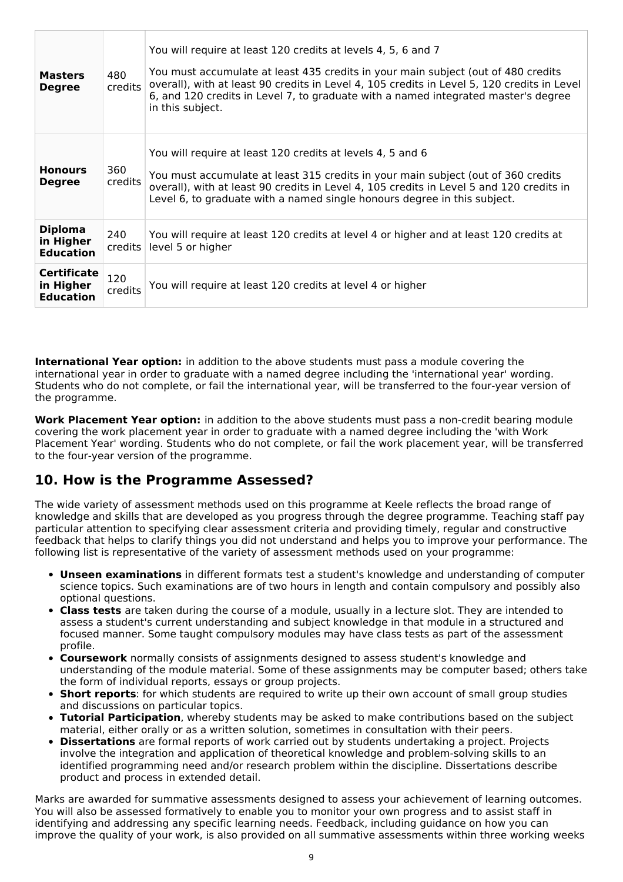| | | |
|---|---|---|
| **Masters Degree** | 480 credits | You will require at least 120 credits at levels 4, 5, 6 and 7<br><br>You must accumulate at least 435 credits in your main subject (out of 480 credits overall), with at least 90 credits in Level 4, 105 credits in Level 5, 120 credits in Level 6, and 120 credits in Level 7, to graduate with a named integrated master's degree in this subject. |
| **Honours Degree** | 360 credits | You will require at least 120 credits at levels 4, 5 and 6<br><br>You must accumulate at least 315 credits in your main subject (out of 360 credits overall), with at least 90 credits in Level 4, 105 credits in Level 5 and 120 credits in Level 6, to graduate with a named single honours degree in this subject. |
| **Diploma in Higher Education** | 240 credits | You will require at least 120 credits at level 4 or higher and at least 120 credits at level 5 or higher |
| **Certificate in Higher Education** | 120 credits | You will require at least 120 credits at level 4 or higher |

**International Year option:** in addition to the above students must pass a module covering the international year in order to graduate with a named degree including the 'international year' wording. Students who do not complete, or fail the international year, will be transferred to the four-year version of the programme.

**Work Placement Year option:** in addition to the above students must pass a non-credit bearing module covering the work placement year in order to graduate with a named degree including the 'with Work Placement Year' wording. Students who do not complete, or fail the work placement year, will be transferred to the four-year version of the programme.

## 10. How is the Programme Assessed?

The wide variety of assessment methods used on this programme at Keele reflects the broad range of knowledge and skills that are developed as you progress through the degree programme. Teaching staff pay particular attention to specifying clear assessment criteria and providing timely, regular and constructive feedback that helps to clarify things you did not understand and helps you to improve your performance. The following list is representative of the variety of assessment methods used on your programme:

- **Unseen examinations** in different formats test a student's knowledge and understanding of computer science topics. Such examinations are of two hours in length and contain compulsory and possibly also optional questions.
- **Class tests** are taken during the course of a module, usually in a lecture slot. They are intended to assess a student's current understanding and subject knowledge in that module in a structured and focused manner. Some taught compulsory modules may have class tests as part of the assessment profile.
- **Coursework** normally consists of assignments designed to assess student's knowledge and understanding of the module material. Some of these assignments may be computer based; others take the form of individual reports, essays or group projects.
- **Short reports**: for which students are required to write up their own account of small group studies and discussions on particular topics.
- **Tutorial Participation**, whereby students may be asked to make contributions based on the subject material, either orally or as a written solution, sometimes in consultation with their peers.
- **Dissertations** are formal reports of work carried out by students undertaking a project. Projects involve the integration and application of theoretical knowledge and problem-solving skills to an identified programming need and/or research problem within the discipline. Dissertations describe product and process in extended detail.

Marks are awarded for summative assessments designed to assess your achievement of learning outcomes. You will also be assessed formatively to enable you to monitor your own progress and to assist staff in identifying and addressing any specific learning needs. Feedback, including guidance on how you can improve the quality of your work, is also provided on all summative assessments within three working weeks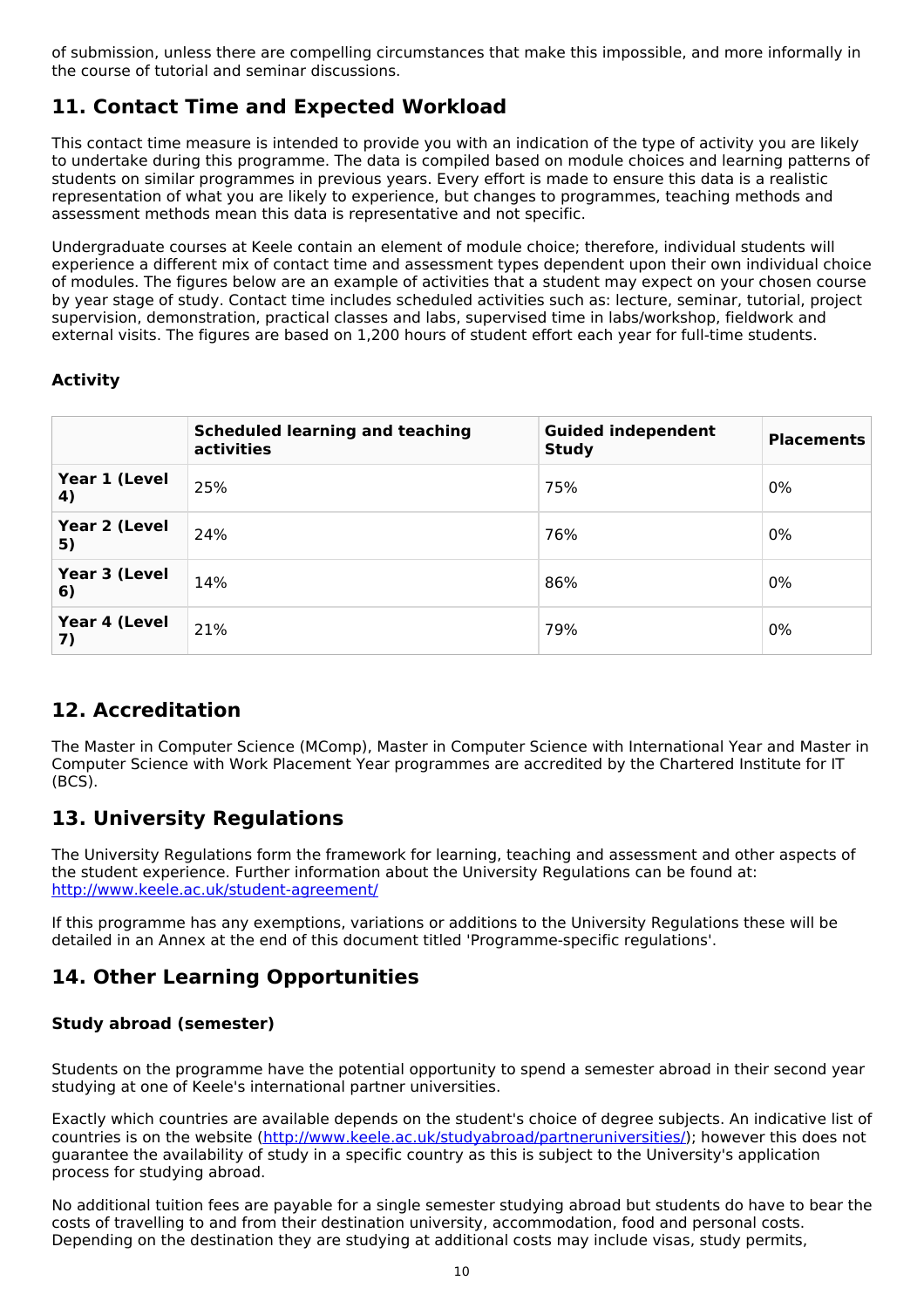of submission, unless there are compelling circumstances that make this impossible, and more informally in the course of tutorial and seminar discussions.

## 11. Contact Time and Expected Workload

This contact time measure is intended to provide you with an indication of the type of activity you are likely to undertake during this programme. The data is compiled based on module choices and learning patterns of students on similar programmes in previous years. Every effort is made to ensure this data is a realistic representation of what you are likely to experience, but changes to programmes, teaching methods and assessment methods mean this data is representative and not specific.

Undergraduate courses at Keele contain an element of module choice; therefore, individual students will experience a different mix of contact time and assessment types dependent upon their own individual choice of modules. The figures below are an example of activities that a student may expect on your chosen course by year stage of study. Contact time includes scheduled activities such as: lecture, seminar, tutorial, project supervision, demonstration, practical classes and labs, supervised time in labs/workshop, fieldwork and external visits. The figures are based on 1,200 hours of student effort each year for full-time students.

### Activity

| | Scheduled learning and teaching activities | Guided independent Study | Placements |
|---|---|---|---|
| **Year 1 (Level 4)** | 25% | 75% | 0% |
| **Year 2 (Level 5)** | 24% | 76% | 0% |
| **Year 3 (Level 6)** | 14% | 86% | 0% |
| **Year 4 (Level 7)** | 21% | 79% | 0% |

## 12. Accreditation

The Master in Computer Science (MComp), Master in Computer Science with International Year and Master in Computer Science with Work Placement Year programmes are accredited by the Chartered Institute for IT (BCS).

## 13. University Regulations

The University Regulations form the framework for learning, teaching and assessment and other aspects of the student experience. Further information about the University Regulations can be found at: http://www.keele.ac.uk/student-agreement/

If this programme has any exemptions, variations or additions to the University Regulations these will be detailed in an Annex at the end of this document titled 'Programme-specific regulations'.

## 14. Other Learning Opportunities

### Study abroad (semester)

Students on the programme have the potential opportunity to spend a semester abroad in their second year studying at one of Keele's international partner universities.

Exactly which countries are available depends on the student's choice of degree subjects. An indicative list of countries is on the website (http://www.keele.ac.uk/studyabroad/partneruniversities/); however this does not guarantee the availability of study in a specific country as this is subject to the University's application process for studying abroad.

No additional tuition fees are payable for a single semester studying abroad but students do have to bear the costs of travelling to and from their destination university, accommodation, food and personal costs. Depending on the destination they are studying at additional costs may include visas, study permits,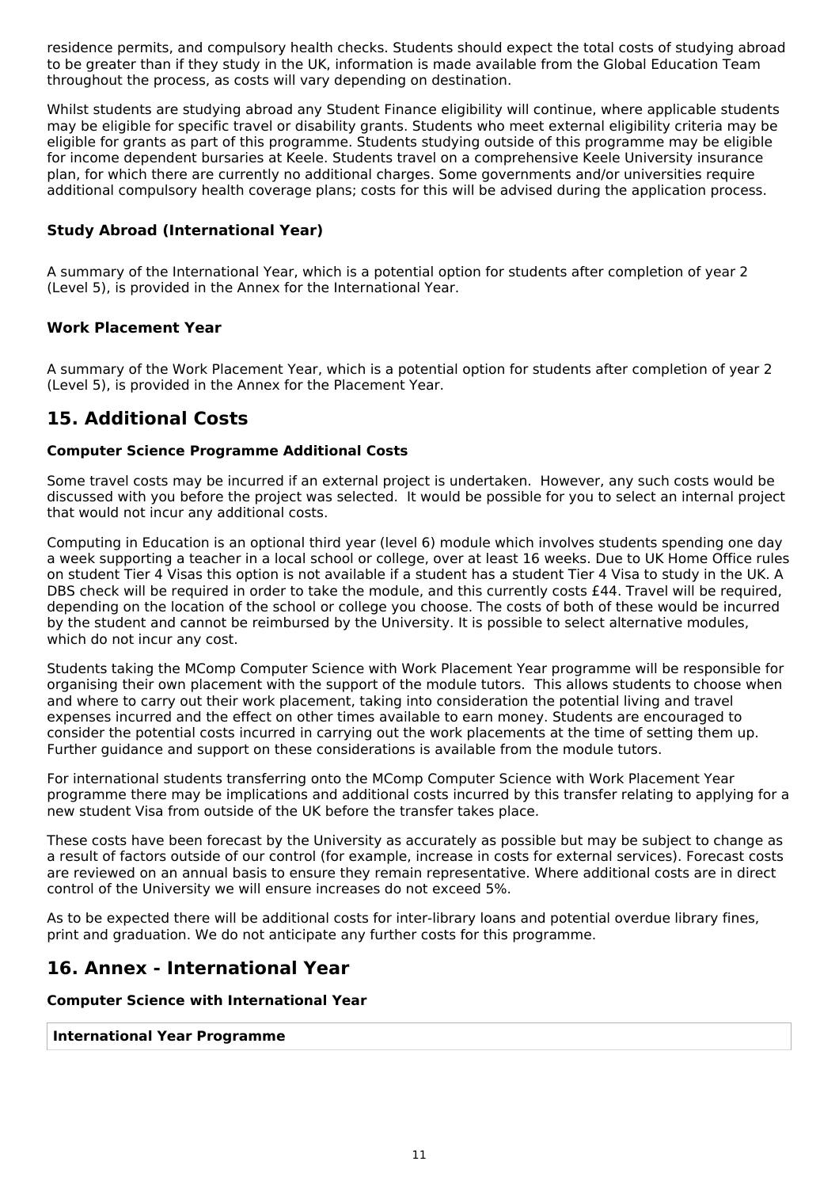residence permits, and compulsory health checks. Students should expect the total costs of studying abroad to be greater than if they study in the UK, information is made available from the Global Education Team throughout the process, as costs will vary depending on destination.

Whilst students are studying abroad any Student Finance eligibility will continue, where applicable students may be eligible for specific travel or disability grants. Students who meet external eligibility criteria may be eligible for grants as part of this programme. Students studying outside of this programme may be eligible for income dependent bursaries at Keele. Students travel on a comprehensive Keele University insurance plan, for which there are currently no additional charges. Some governments and/or universities require additional compulsory health coverage plans; costs for this will be advised during the application process.

### Study Abroad (International Year)

A summary of the International Year, which is a potential option for students after completion of year 2 (Level 5), is provided in the Annex for the International Year.

### Work Placement Year

A summary of the Work Placement Year, which is a potential option for students after completion of year 2 (Level 5), is provided in the Annex for the Placement Year.

## 15. Additional Costs

**Computer Science Programme Additional Costs**

Some travel costs may be incurred if an external project is undertaken. However, any such costs would be discussed with you before the project was selected. It would be possible for you to select an internal project that would not incur any additional costs.

Computing in Education is an optional third year (level 6) module which involves students spending one day a week supporting a teacher in a local school or college, over at least 16 weeks. Due to UK Home Office rules on student Tier 4 Visas this option is not available if a student has a student Tier 4 Visa to study in the UK. A DBS check will be required in order to take the module, and this currently costs £44. Travel will be required, depending on the location of the school or college you choose. The costs of both of these would be incurred by the student and cannot be reimbursed by the University. It is possible to select alternative modules, which do not incur any cost.

Students taking the MComp Computer Science with Work Placement Year programme will be responsible for organising their own placement with the support of the module tutors. This allows students to choose when and where to carry out their work placement, taking into consideration the potential living and travel expenses incurred and the effect on other times available to earn money. Students are encouraged to consider the potential costs incurred in carrying out the work placements at the time of setting them up. Further guidance and support on these considerations is available from the module tutors.

For international students transferring onto the MComp Computer Science with Work Placement Year programme there may be implications and additional costs incurred by this transfer relating to applying for a new student Visa from outside of the UK before the transfer takes place.

These costs have been forecast by the University as accurately as possible but may be subject to change as a result of factors outside of our control (for example, increase in costs for external services). Forecast costs are reviewed on an annual basis to ensure they remain representative. Where additional costs are in direct control of the University we will ensure increases do not exceed 5%.

As to be expected there will be additional costs for inter-library loans and potential overdue library fines, print and graduation. We do not anticipate any further costs for this programme.

## 16. Annex - International Year

**Computer Science with International Year**

| International Year Programme |
| --- |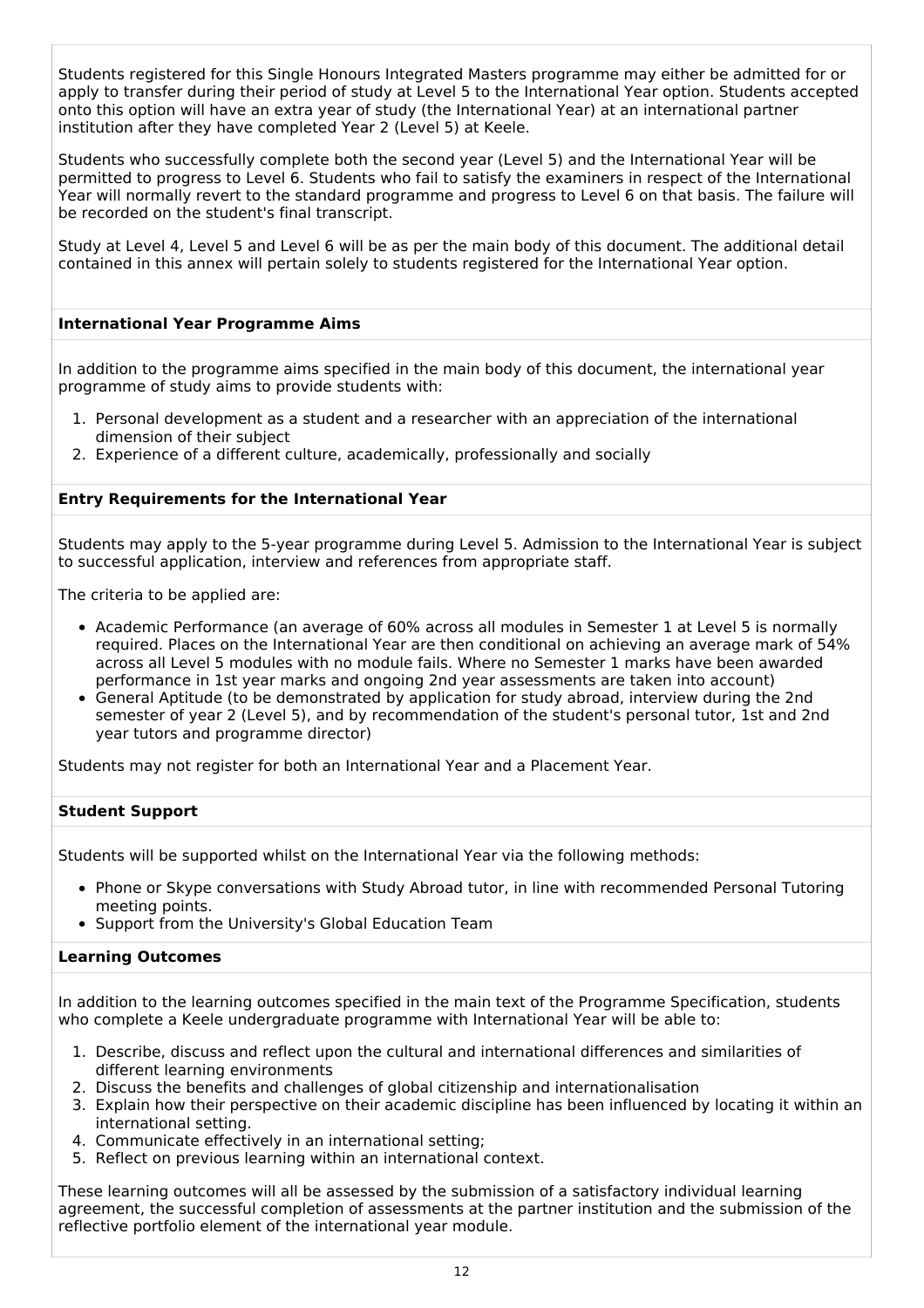Students registered for this Single Honours Integrated Masters programme may either be admitted for or apply to transfer during their period of study at Level 5 to the International Year option. Students accepted onto this option will have an extra year of study (the International Year) at an international partner institution after they have completed Year 2 (Level 5) at Keele.

Students who successfully complete both the second year (Level 5) and the International Year will be permitted to progress to Level 6. Students who fail to satisfy the examiners in respect of the International Year will normally revert to the standard programme and progress to Level 6 on that basis. The failure will be recorded on the student's final transcript.

Study at Level 4, Level 5 and Level 6 will be as per the main body of this document. The additional detail contained in this annex will pertain solely to students registered for the International Year option.

### International Year Programme Aims

In addition to the programme aims specified in the main body of this document, the international year programme of study aims to provide students with:

1. Personal development as a student and a researcher with an appreciation of the international dimension of their subject
2. Experience of a different culture, academically, professionally and socially

### Entry Requirements for the International Year

Students may apply to the 5-year programme during Level 5. Admission to the International Year is subject to successful application, interview and references from appropriate staff.

The criteria to be applied are:

- Academic Performance (an average of 60% across all modules in Semester 1 at Level 5 is normally required. Places on the International Year are then conditional on achieving an average mark of 54% across all Level 5 modules with no module fails. Where no Semester 1 marks have been awarded performance in 1st year marks and ongoing 2nd year assessments are taken into account)
- General Aptitude (to be demonstrated by application for study abroad, interview during the 2nd semester of year 2 (Level 5), and by recommendation of the student's personal tutor, 1st and 2nd year tutors and programme director)

Students may not register for both an International Year and a Placement Year.

### Student Support

Students will be supported whilst on the International Year via the following methods:

- Phone or Skype conversations with Study Abroad tutor, in line with recommended Personal Tutoring meeting points.
- Support from the University's Global Education Team

### Learning Outcomes

In addition to the learning outcomes specified in the main text of the Programme Specification, students who complete a Keele undergraduate programme with International Year will be able to:

1. Describe, discuss and reflect upon the cultural and international differences and similarities of different learning environments
2. Discuss the benefits and challenges of global citizenship and internationalisation
3. Explain how their perspective on their academic discipline has been influenced by locating it within an international setting.
4. Communicate effectively in an international setting;
5. Reflect on previous learning within an international context.

These learning outcomes will all be assessed by the submission of a satisfactory individual learning agreement, the successful completion of assessments at the partner institution and the submission of the reflective portfolio element of the international year module.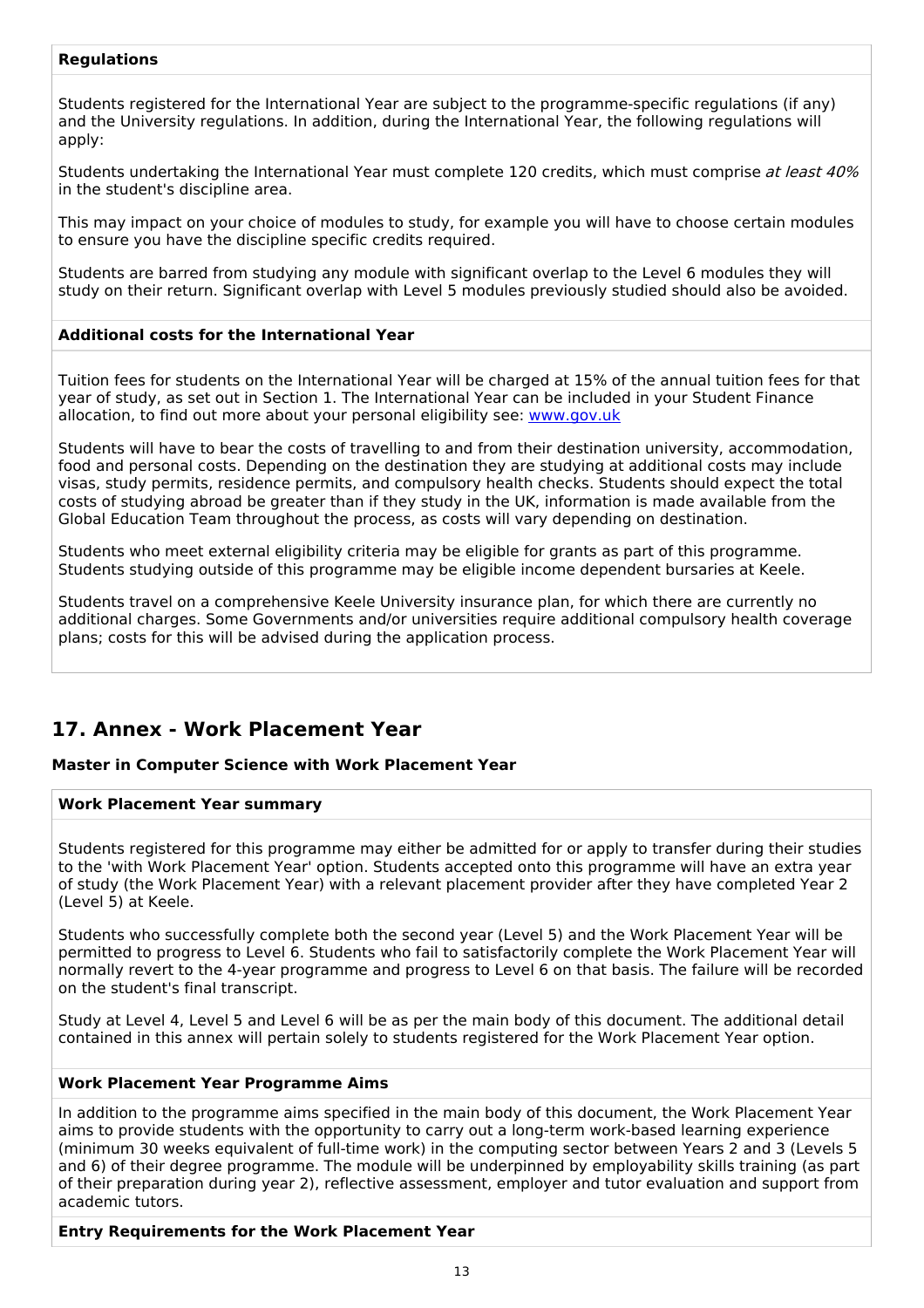**Regulations**

Students registered for the International Year are subject to the programme-specific regulations (if any) and the University regulations. In addition, during the International Year, the following regulations will apply:

Students undertaking the International Year must complete 120 credits, which must comprise *at least 40%* in the student's discipline area.

This may impact on your choice of modules to study, for example you will have to choose certain modules to ensure you have the discipline specific credits required.

Students are barred from studying any module with significant overlap to the Level 6 modules they will study on their return. Significant overlap with Level 5 modules previously studied should also be avoided.

**Additional costs for the International Year**

Tuition fees for students on the International Year will be charged at 15% of the annual tuition fees for that year of study, as set out in Section 1. The International Year can be included in your Student Finance allocation, to find out more about your personal eligibility see: www.gov.uk

Students will have to bear the costs of travelling to and from their destination university, accommodation, food and personal costs. Depending on the destination they are studying at additional costs may include visas, study permits, residence permits, and compulsory health checks. Students should expect the total costs of studying abroad be greater than if they study in the UK, information is made available from the Global Education Team throughout the process, as costs will vary depending on destination.

Students who meet external eligibility criteria may be eligible for grants as part of this programme. Students studying outside of this programme may be eligible income dependent bursaries at Keele.

Students travel on a comprehensive Keele University insurance plan, for which there are currently no additional charges. Some Governments and/or universities require additional compulsory health coverage plans; costs for this will be advised during the application process.

## 17. Annex - Work Placement Year

**Master in Computer Science with Work Placement Year**

**Work Placement Year summary**

Students registered for this programme may either be admitted for or apply to transfer during their studies to the 'with Work Placement Year' option. Students accepted onto this programme will have an extra year of study (the Work Placement Year) with a relevant placement provider after they have completed Year 2 (Level 5) at Keele.

Students who successfully complete both the second year (Level 5) and the Work Placement Year will be permitted to progress to Level 6. Students who fail to satisfactorily complete the Work Placement Year will normally revert to the 4-year programme and progress to Level 6 on that basis. The failure will be recorded on the student's final transcript.

Study at Level 4, Level 5 and Level 6 will be as per the main body of this document. The additional detail contained in this annex will pertain solely to students registered for the Work Placement Year option.

**Work Placement Year Programme Aims**

In addition to the programme aims specified in the main body of this document, the Work Placement Year aims to provide students with the opportunity to carry out a long-term work-based learning experience (minimum 30 weeks equivalent of full-time work) in the computing sector between Years 2 and 3 (Levels 5 and 6) of their degree programme. The module will be underpinned by employability skills training (as part of their preparation during year 2), reflective assessment, employer and tutor evaluation and support from academic tutors.

**Entry Requirements for the Work Placement Year**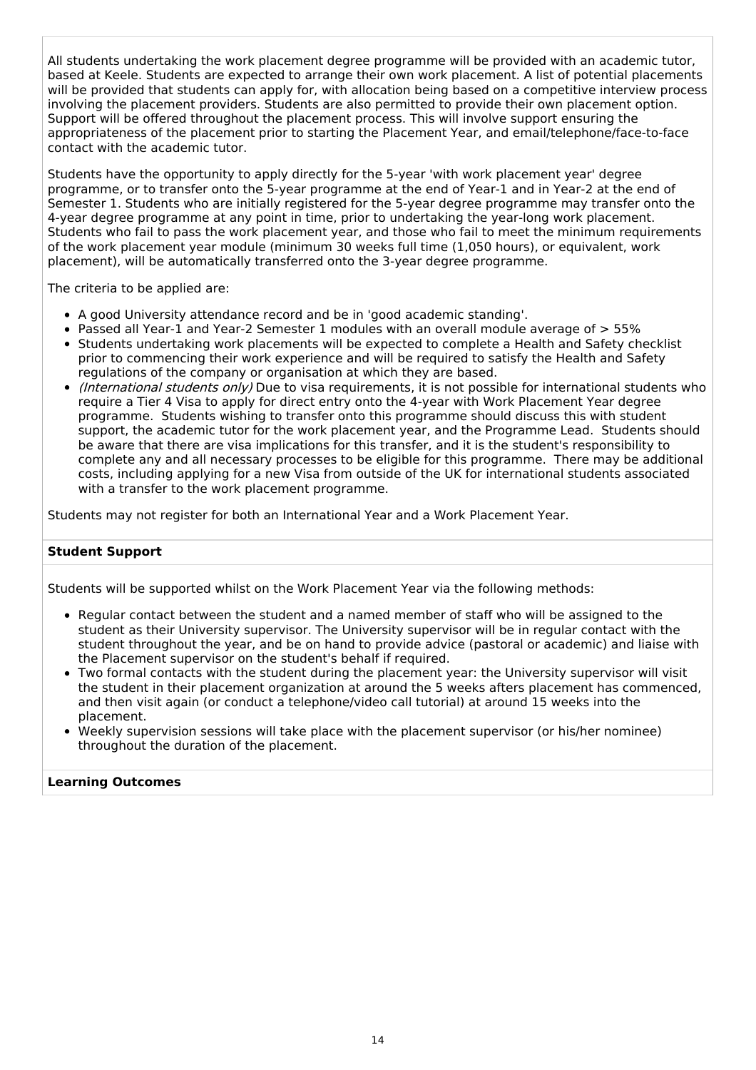All students undertaking the work placement degree programme will be provided with an academic tutor, based at Keele. Students are expected to arrange their own work placement. A list of potential placements will be provided that students can apply for, with allocation being based on a competitive interview process involving the placement providers. Students are also permitted to provide their own placement option. Support will be offered throughout the placement process. This will involve support ensuring the appropriateness of the placement prior to starting the Placement Year, and email/telephone/face-to-face contact with the academic tutor.

Students have the opportunity to apply directly for the 5-year 'with work placement year' degree programme, or to transfer onto the 5-year programme at the end of Year-1 and in Year-2 at the end of Semester 1. Students who are initially registered for the 5-year degree programme may transfer onto the 4-year degree programme at any point in time, prior to undertaking the year-long work placement. Students who fail to pass the work placement year, and those who fail to meet the minimum requirements of the work placement year module (minimum 30 weeks full time (1,050 hours), or equivalent, work placement), will be automatically transferred onto the 3-year degree programme.

The criteria to be applied are:

- A good University attendance record and be in 'good academic standing'.
- Passed all Year-1 and Year-2 Semester 1 modules with an overall module average of > 55%
- Students undertaking work placements will be expected to complete a Health and Safety checklist prior to commencing their work experience and will be required to satisfy the Health and Safety regulations of the company or organisation at which they are based.
- *(International students only)* Due to visa requirements, it is not possible for international students who require a Tier 4 Visa to apply for direct entry onto the 4-year with Work Placement Year degree programme. Students wishing to transfer onto this programme should discuss this with student support, the academic tutor for the work placement year, and the Programme Lead. Students should be aware that there are visa implications for this transfer, and it is the student's responsibility to complete any and all necessary processes to be eligible for this programme. There may be additional costs, including applying for a new Visa from outside of the UK for international students associated with a transfer to the work placement programme.

Students may not register for both an International Year and a Work Placement Year.

**Student Support**

Students will be supported whilst on the Work Placement Year via the following methods:

- Regular contact between the student and a named member of staff who will be assigned to the student as their University supervisor. The University supervisor will be in regular contact with the student throughout the year, and be on hand to provide advice (pastoral or academic) and liaise with the Placement supervisor on the student's behalf if required.
- Two formal contacts with the student during the placement year: the University supervisor will visit the student in their placement organization at around the 5 weeks afters placement has commenced, and then visit again (or conduct a telephone/video call tutorial) at around 15 weeks into the placement.
- Weekly supervision sessions will take place with the placement supervisor (or his/her nominee) throughout the duration of the placement.

**Learning Outcomes**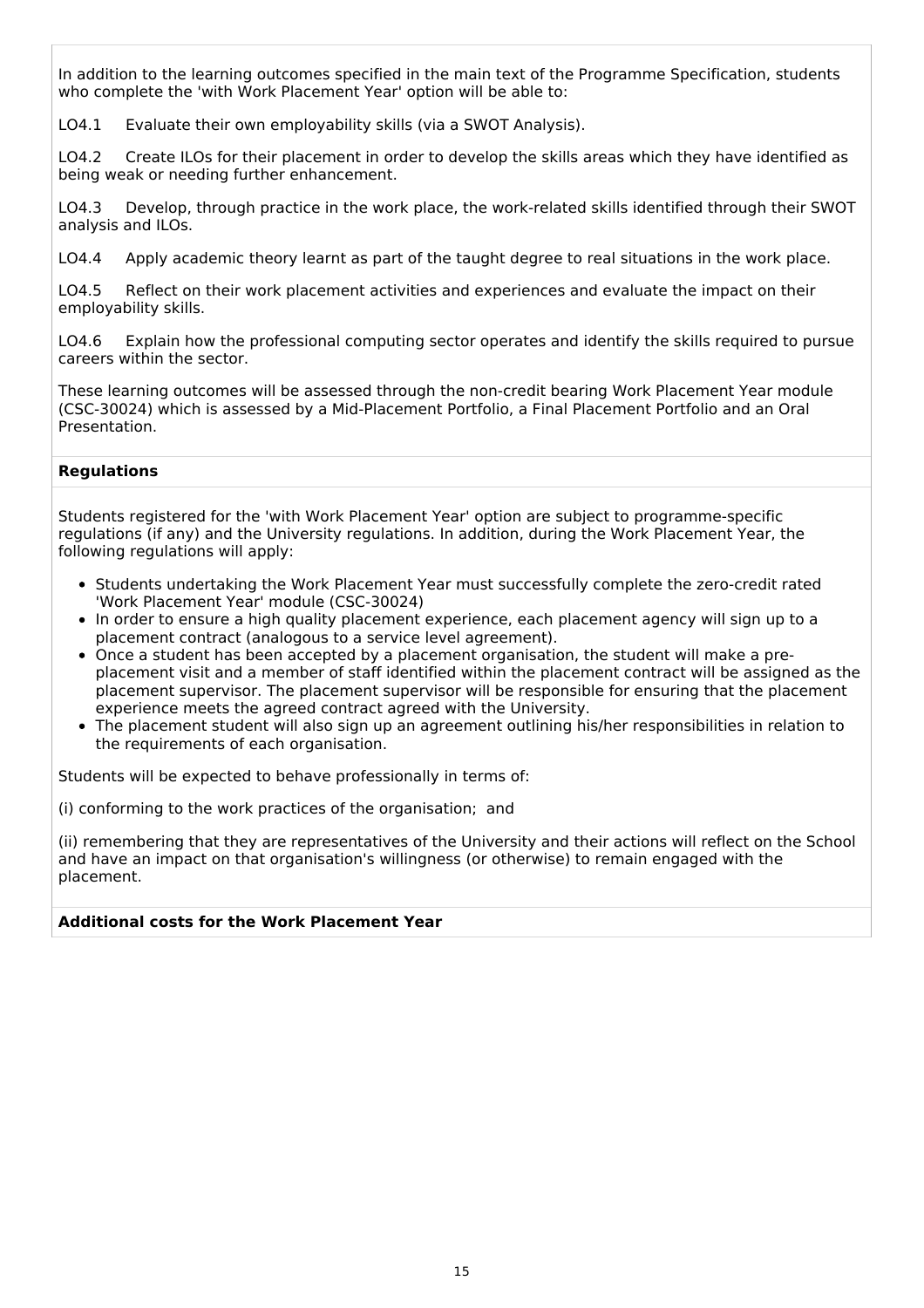In addition to the learning outcomes specified in the main text of the Programme Specification, students who complete the 'with Work Placement Year' option will be able to:

LO4.1 Evaluate their own employability skills (via a SWOT Analysis).

LO4.2 Create ILOs for their placement in order to develop the skills areas which they have identified as being weak or needing further enhancement.

LO4.3 Develop, through practice in the work place, the work-related skills identified through their SWOT analysis and ILOs.

LO4.4 Apply academic theory learnt as part of the taught degree to real situations in the work place.

LO4.5 Reflect on their work placement activities and experiences and evaluate the impact on their employability skills.

LO4.6 Explain how the professional computing sector operates and identify the skills required to pursue careers within the sector.

These learning outcomes will be assessed through the non-credit bearing Work Placement Year module (CSC-30024) which is assessed by a Mid-Placement Portfolio, a Final Placement Portfolio and an Oral Presentation.

**Regulations**

Students registered for the 'with Work Placement Year' option are subject to programme-specific regulations (if any) and the University regulations. In addition, during the Work Placement Year, the following regulations will apply:

- Students undertaking the Work Placement Year must successfully complete the zero-credit rated 'Work Placement Year' module (CSC-30024)
- In order to ensure a high quality placement experience, each placement agency will sign up to a placement contract (analogous to a service level agreement).
- Once a student has been accepted by a placement organisation, the student will make a pre-placement visit and a member of staff identified within the placement contract will be assigned as the placement supervisor. The placement supervisor will be responsible for ensuring that the placement experience meets the agreed contract agreed with the University.
- The placement student will also sign up an agreement outlining his/her responsibilities in relation to the requirements of each organisation.

Students will be expected to behave professionally in terms of:

(i) conforming to the work practices of the organisation; and

(ii) remembering that they are representatives of the University and their actions will reflect on the School and have an impact on that organisation's willingness (or otherwise) to remain engaged with the placement.

**Additional costs for the Work Placement Year**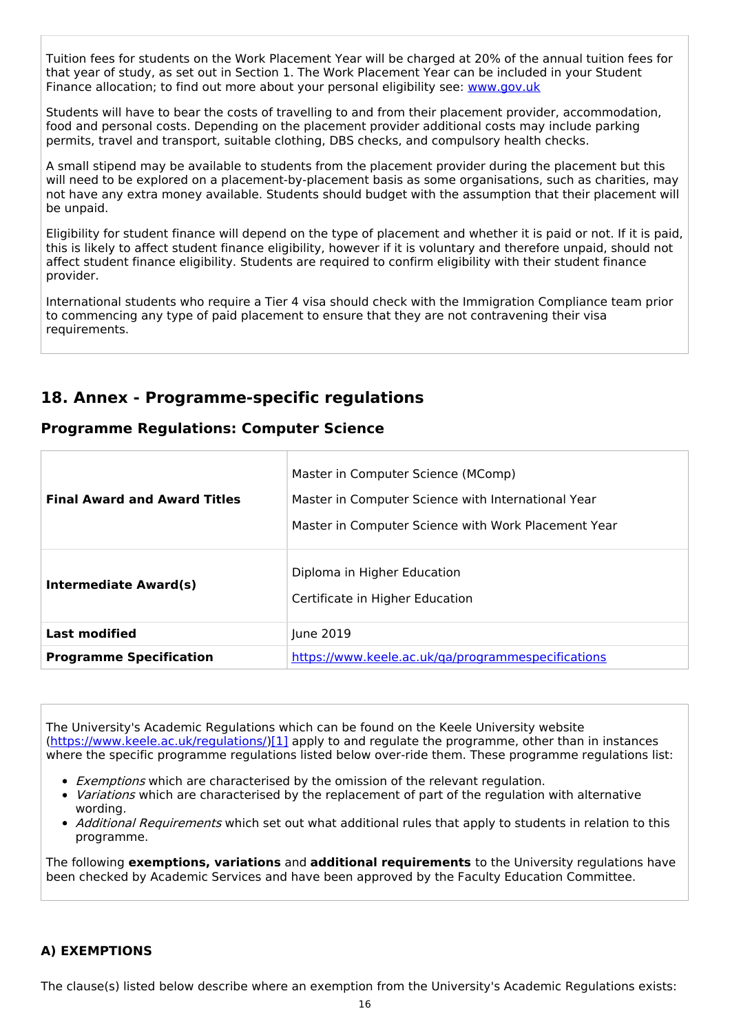Tuition fees for students on the Work Placement Year will be charged at 20% of the annual tuition fees for that year of study, as set out in Section 1. The Work Placement Year can be included in your Student Finance allocation; to find out more about your personal eligibility see: [www.gov.uk](www.gov.uk)

Students will have to bear the costs of travelling to and from their placement provider, accommodation, food and personal costs. Depending on the placement provider additional costs may include parking permits, travel and transport, suitable clothing, DBS checks, and compulsory health checks.

A small stipend may be available to students from the placement provider during the placement but this will need to be explored on a placement-by-placement basis as some organisations, such as charities, may not have any extra money available. Students should budget with the assumption that their placement will be unpaid.

Eligibility for student finance will depend on the type of placement and whether it is paid or not. If it is paid, this is likely to affect student finance eligibility, however if it is voluntary and therefore unpaid, should not affect student finance eligibility. Students are required to confirm eligibility with their student finance provider.

International students who require a Tier 4 visa should check with the Immigration Compliance team prior to commencing any type of paid placement to ensure that they are not contravening their visa requirements.

## 18. Annex - Programme-specific regulations

### Programme Regulations: Computer Science

| | |
|---|---|
| **Final Award and Award Titles** | Master in Computer Science (MComp)<br>Master in Computer Science with International Year<br>Master in Computer Science with Work Placement Year |
| **Intermediate Award(s)** | Diploma in Higher Education<br>Certificate in Higher Education |
| **Last modified** | June 2019 |
| **Programme Specification** | [https://www.keele.ac.uk/qa/programmespecifications](https://www.keele.ac.uk/qa/programmespecifications) |

The University's Academic Regulations which can be found on the Keele University website ([https://www.keele.ac.uk/regulations/](https://www.keele.ac.uk/regulations/))[1] apply to and regulate the programme, other than in instances where the specific programme regulations listed below over-ride them. These programme regulations list:

- *Exemptions* which are characterised by the omission of the relevant regulation.
- *Variations* which are characterised by the replacement of part of the regulation with alternative wording.
- *Additional Requirements* which set out what additional rules that apply to students in relation to this programme.

The following **exemptions, variations** and **additional requirements** to the University regulations have been checked by Academic Services and have been approved by the Faculty Education Committee.

#### A) EXEMPTIONS

The clause(s) listed below describe where an exemption from the University's Academic Regulations exists: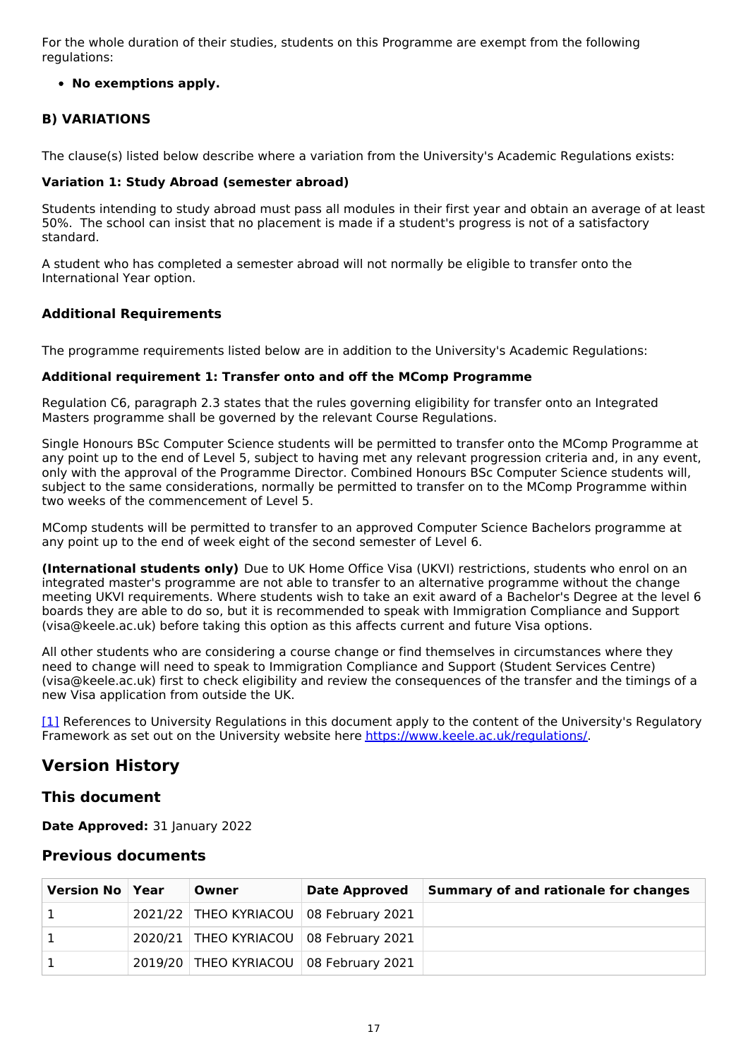For the whole duration of their studies, students on this Programme are exempt from the following regulations:

- **No exemptions apply.**

### B) VARIATIONS

The clause(s) listed below describe where a variation from the University's Academic Regulations exists:

**Variation 1: Study Abroad (semester abroad)**

Students intending to study abroad must pass all modules in their first year and obtain an average of at least 50%. The school can insist that no placement is made if a student's progress is not of a satisfactory standard.

A student who has completed a semester abroad will not normally be eligible to transfer onto the International Year option.

### Additional Requirements

The programme requirements listed below are in addition to the University's Academic Regulations:

**Additional requirement 1: Transfer onto and off the MComp Programme**

Regulation C6, paragraph 2.3 states that the rules governing eligibility for transfer onto an Integrated Masters programme shall be governed by the relevant Course Regulations.

Single Honours BSc Computer Science students will be permitted to transfer onto the MComp Programme at any point up to the end of Level 5, subject to having met any relevant progression criteria and, in any event, only with the approval of the Programme Director. Combined Honours BSc Computer Science students will, subject to the same considerations, normally be permitted to transfer on to the MComp Programme within two weeks of the commencement of Level 5.

MComp students will be permitted to transfer to an approved Computer Science Bachelors programme at any point up to the end of week eight of the second semester of Level 6.

**(International students only)** Due to UK Home Office Visa (UKVI) restrictions, students who enrol on an integrated master's programme are not able to transfer to an alternative programme without the change meeting UKVI requirements. Where students wish to take an exit award of a Bachelor's Degree at the level 6 boards they are able to do so, but it is recommended to speak with Immigration Compliance and Support (visa@keele.ac.uk) before taking this option as this affects current and future Visa options.

All other students who are considering a course change or find themselves in circumstances where they need to change will need to speak to Immigration Compliance and Support (Student Services Centre) (visa@keele.ac.uk) first to check eligibility and review the consequences of the transfer and the timings of a new Visa application from outside the UK.

[1] References to University Regulations in this document apply to the content of the University's Regulatory Framework as set out on the University website here https://www.keele.ac.uk/regulations/.

## Version History

### This document

**Date Approved:** 31 January 2022

### Previous documents

| Version No | Year | Owner | Date Approved | Summary of and rationale for changes |
|---|---|---|---|---|
| 1 | 2021/22 | THEO KYRIACOU | 08 February 2021 | |
| 1 | 2020/21 | THEO KYRIACOU | 08 February 2021 | |
| 1 | 2019/20 | THEO KYRIACOU | 08 February 2021 | |